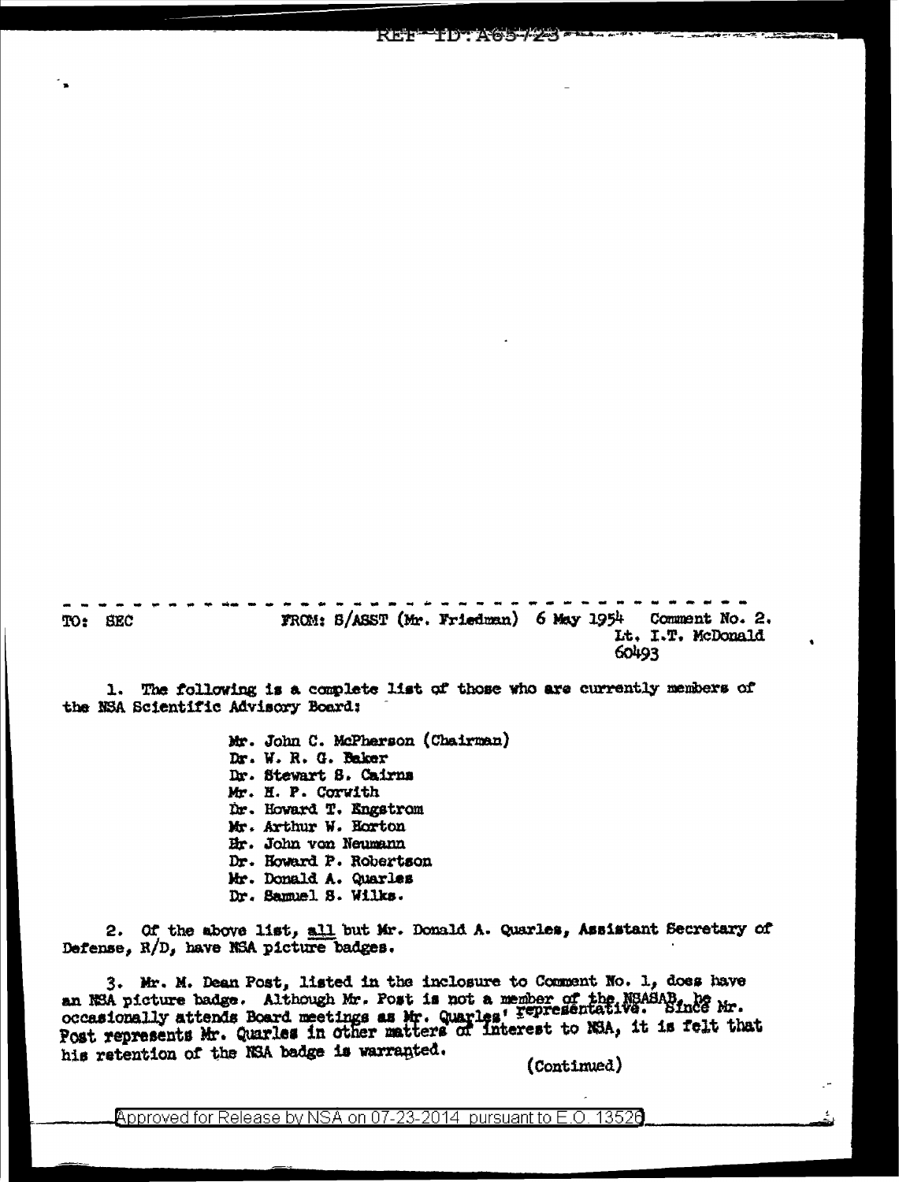TO: SEC FROM: S/ASST (Mr. Friedman) 6 May 1954 Comment No. 2.
Lt. I.T. McDonald
60493

1. The following is a complete list of those who are currently members of the NSA Scientific Advisory Board:

Mr. John C. McPherson (Chairman)
Dr. W. R. G. Baker
Dr. Stewart S. Cairns
Mr. H. P. Corwith
Dr. Howard T. Engstrom
Mr. Arthur W. Horton
Dr. John von Neumann
Dr. Howard P. Robertson
Mr. Donald A. Quarles
Dr. Samuel S. Wilks.

2. Of the above list, all but Mr. Donald A. Quarles, Assistant Secretary of Defense, R/D, have NSA picture badges.

3. Mr. M. Dean Post, listed in the inclosure to Comment No. 1, does have an NSA picture badge. Although Mr. Post is not a member of the NSASAB, he occasionally attends Board meetings as Mr. Quarles' representative. Since Mr. Post represents Mr. Quarles in other matters of interest to NSA, it is felt that his retention of the NSA badge is warranted.

(Continued)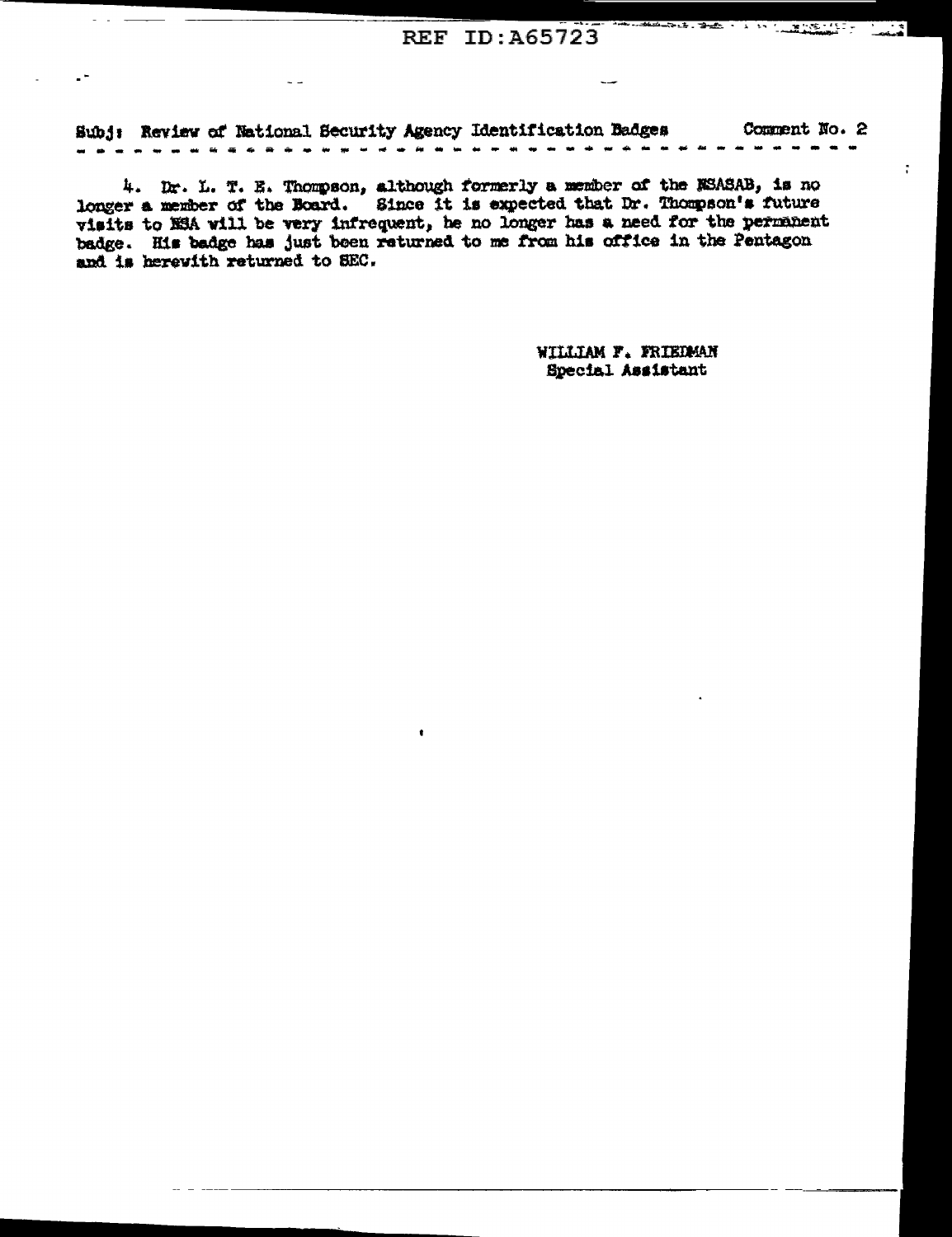Subj: Review of National Security Agency Identification Badges    Comment No. 2

- - - - - - - - - - - - - - - - - - - - - - - - - - - - - - - - - - - - - - - -

4. Dr. L. T. E. Thompson, although formerly a member of the NSASAB, is no longer a member of the Board. Since it is expected that Dr. Thompson's future visits to NSA will be very infrequent, he no longer has a need for the permanent badge. His badge has just been returned to me from his office in the Pentagon and is herewith returned to SEC.

WILLIAM F. FRIEDMAN
Special Assistant